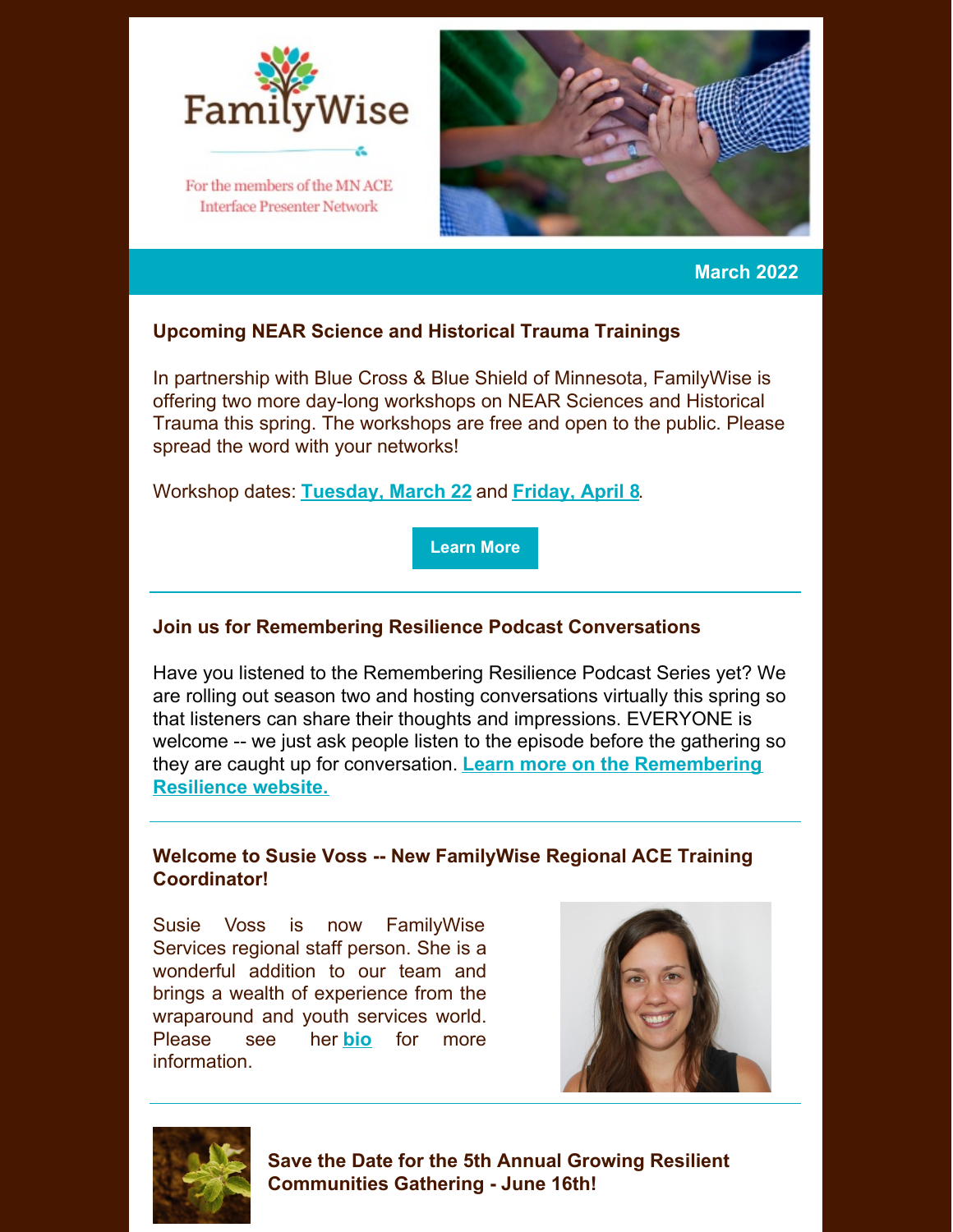FamilyWise

For the members of the MN ACE Interface Presenter Network

**March 2022**

## Upcoming NEAR Science and Historical Trauma Trainings

In partnership with Blue Cross & Blue Shield of Minnesota, FamilyWise is offering two more day-long workshops on NEAR Sciences and Historical Trauma this spring. The workshops are free and open to the public. Please spread the word with your networks!

Workshop dates: **Tuesday, March 22** and **Friday, April 8**.

**Learn More**

## Join us for Remembering Resilience Podcast Conversations

Have you listened to the Remembering Resilience Podcast Series yet? We are rolling out season two and hosting conversations virtually this spring so that listeners can share their thoughts and impressions. EVERYONE is welcome -- we just ask people listen to the episode before the gathering so they are caught up for conversation. **Learn more on the Remembering Resilience website.**

## Welcome to Susie Voss -- New FamilyWise Regional ACE Training Coordinator!

Susie Voss is now FamilyWise Services regional staff person. She is a wonderful addition to our team and brings a wealth of experience from the wraparound and youth services world. Please see her **bio** for more information.

## Save the Date for the 5th Annual Growing Resilient Communities Gathering - June 16th!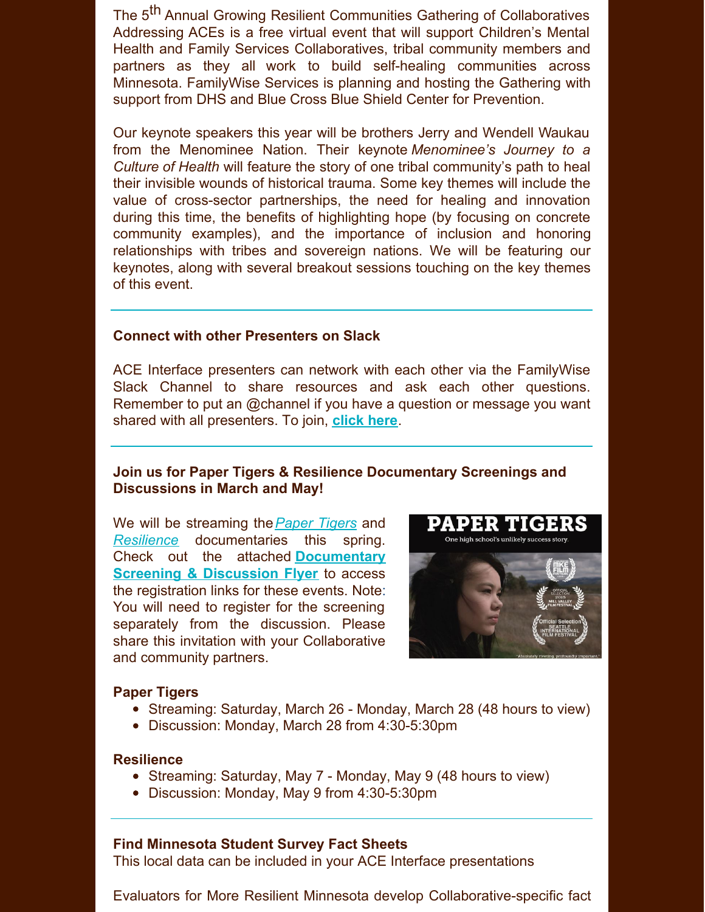The 5th Annual Growing Resilient Communities Gathering of Collaboratives Addressing ACEs is a free virtual event that will support Children's Mental Health and Family Services Collaboratives, tribal community members and partners as they all work to build self-healing communities across Minnesota. FamilyWise Services is planning and hosting the Gathering with support from DHS and Blue Cross Blue Shield Center for Prevention.

Our keynote speakers this year will be brothers Jerry and Wendell Waukau from the Menominee Nation. Their keynote *Menominee's Journey to a Culture of Health* will feature the story of one tribal community's path to heal their invisible wounds of historical trauma. Some key themes will include the value of cross-sector partnerships, the need for healing and innovation during this time, the benefits of highlighting hope (by focusing on concrete community examples), and the importance of inclusion and honoring relationships with tribes and sovereign nations. We will be featuring our keynotes, along with several breakout sessions touching on the key themes of this event.

---

**Connect with other Presenters on Slack**

ACE Interface presenters can network with each other via the FamilyWise Slack Channel to share resources and ask each other questions. Remember to put an @channel if you have a question or message you want shared with all presenters. To join, **click here**.

---

**Join us for Paper Tigers & Resilience Documentary Screenings and Discussions in March and May!**

We will be streaming the *Paper Tigers* and *Resilience* documentaries this spring. Check out the attached **Documentary Screening & Discussion Flyer** to access the registration links for these events. Note: You will need to register for the screening separately from the discussion. Please share this invitation with your Collaborative and community partners.

**Paper Tigers**

- Streaming: Saturday, March 26 - Monday, March 28 (48 hours to view)
- Discussion: Monday, March 28 from 4:30-5:30pm

**Resilience**

- Streaming: Saturday, May 7 - Monday, May 9 (48 hours to view)
- Discussion: Monday, May 9 from 4:30-5:30pm

---

**Find Minnesota Student Survey Fact Sheets**

This local data can be included in your ACE Interface presentations

Evaluators for More Resilient Minnesota develop Collaborative-specific fact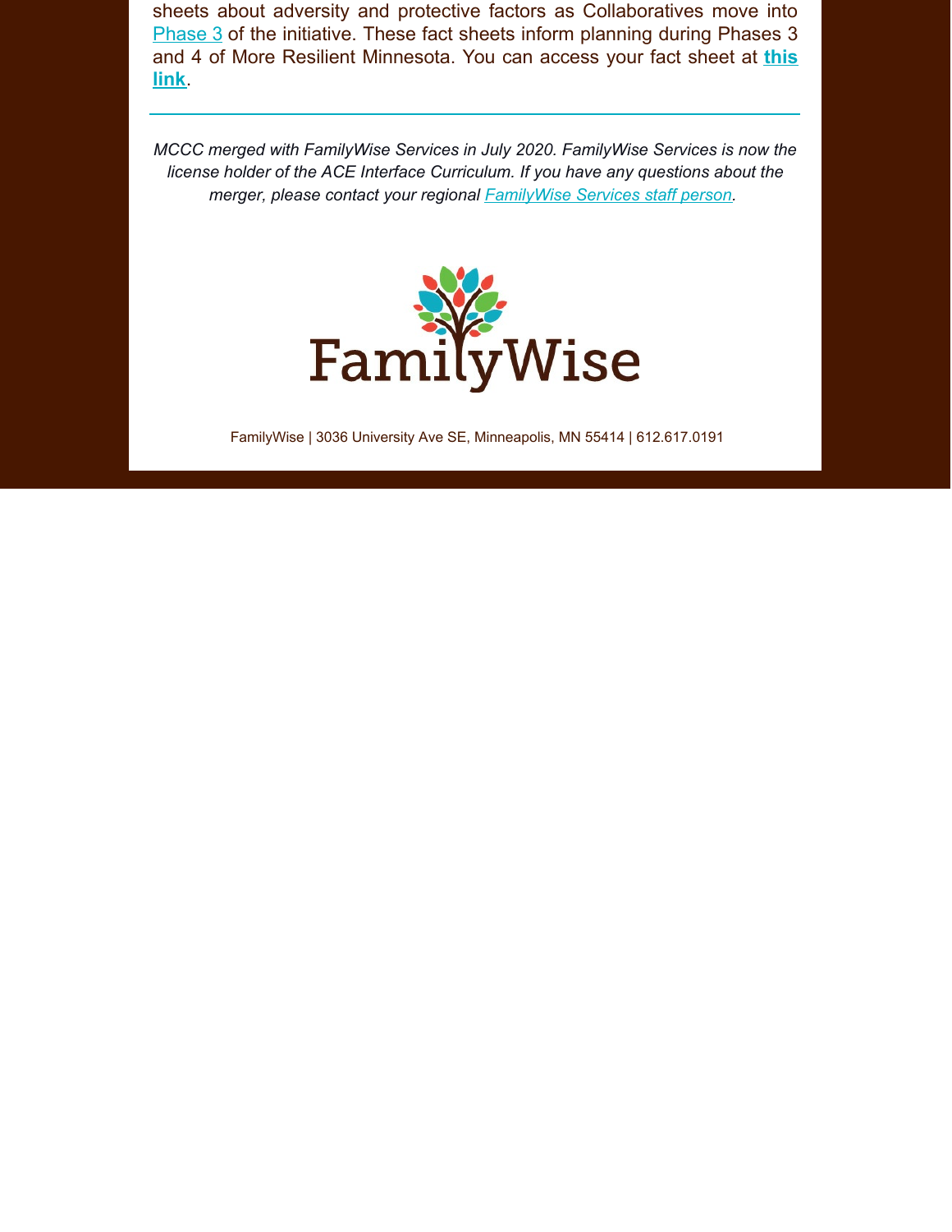sheets about adversity and protective factors as Collaboratives move into Phase 3 of the initiative. These fact sheets inform planning during Phases 3 and 4 of More Resilient Minnesota. You can access your fact sheet at **this link**.

---

*MCCC merged with FamilyWise Services in July 2020. FamilyWise Services is now the license holder of the ACE Interface Curriculum. If you have any questions about the merger, please contact your regional FamilyWise Services staff person.*

FamilyWise

FamilyWise | 3036 University Ave SE, Minneapolis, MN 55414 | 612.617.0191